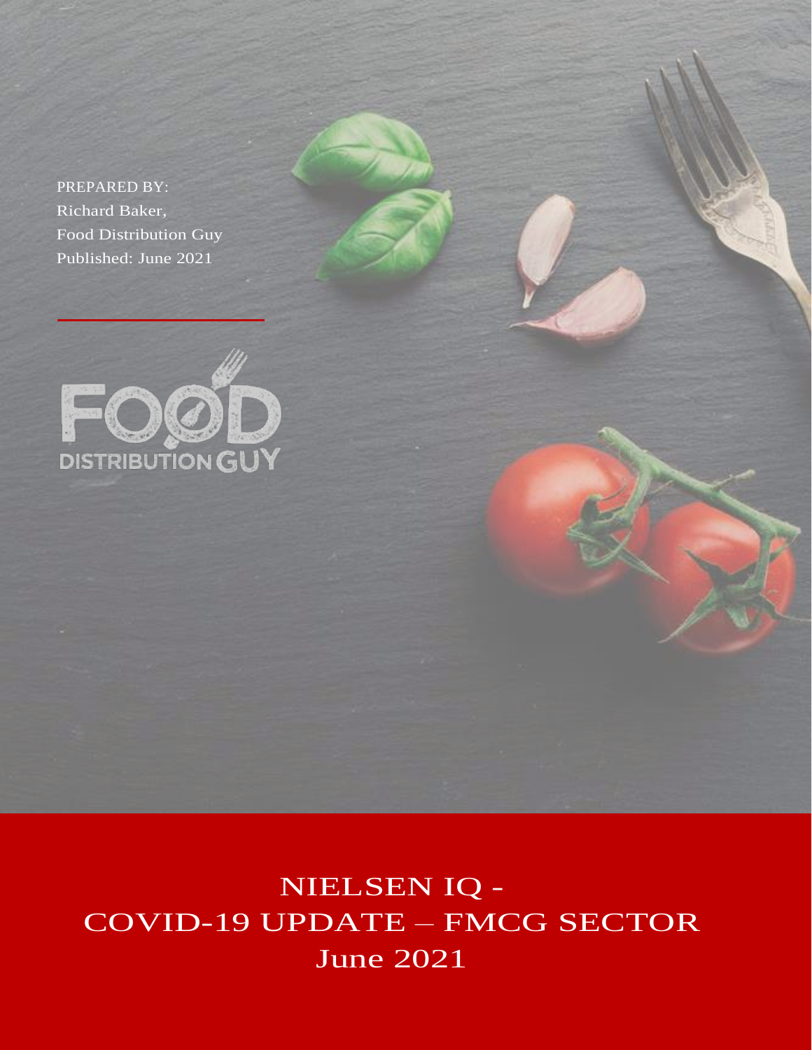PREPARED BY:
Richard Baker,
Food Distribution Guy
Published: June 2021

FOOD DISTRIBUTION GUY

# NIELSEN IQ - COVID-19 UPDATE – FMCG SECTOR June 2021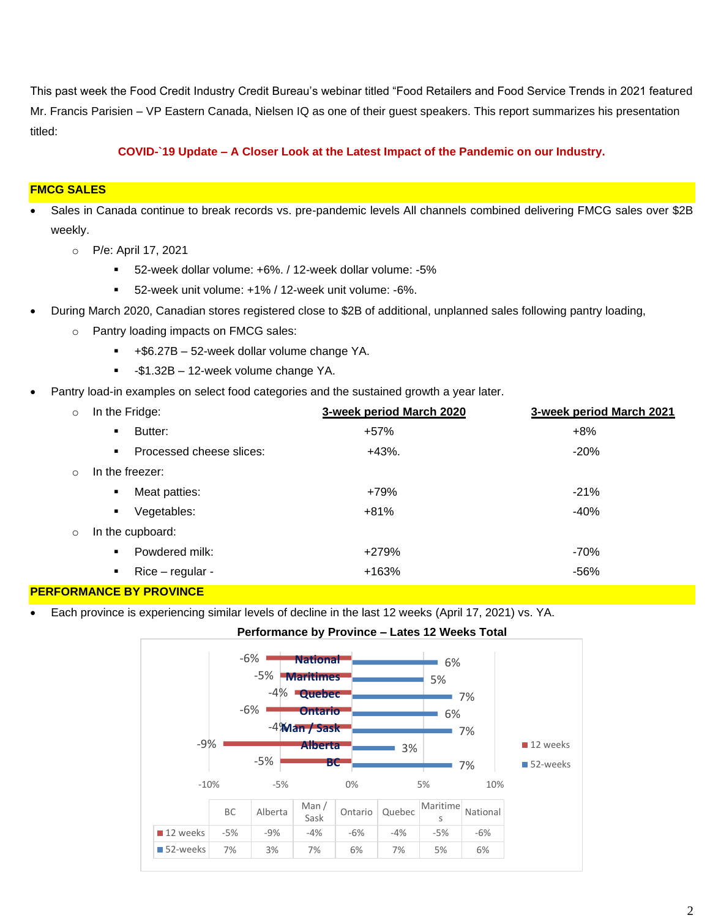This past week the Food Credit Industry Credit Bureau's webinar titled "Food Retailers and Food Service Trends in 2021 featured Mr. Francis Parisien – VP Eastern Canada, Nielsen IQ as one of their guest speakers. This report summarizes his presentation titled:

**COVID-`19 Update – A Closer Look at the Latest Impact of the Pandemic on our Industry.**

## FMCG SALES

- Sales in Canada continue to break records vs. pre-pandemic levels All channels combined delivering FMCG sales over $2B weekly.
  - P/e: April 17, 2021
    - 52-week dollar volume: +6%. / 12-week dollar volume: -5%
    - 52-week unit volume: +1% / 12-week unit volume: -6%.
- During March 2020, Canadian stores registered close to $2B of additional, unplanned sales following pantry loading,
  - Pantry loading impacts on FMCG sales:
    - +$6.27B – 52-week dollar volume change YA.
    - -$1.32B – 12-week volume change YA.
- Pantry load-in examples on select food categories and the sustained growth a year later.

| | 3-week period March 2020 | 3-week period March 2021 |
|---|---|---|
| **In the Fridge:** | | |
| Butter: | +57% | +8% |
| Processed cheese slices: | +43%. | -20% |
| **In the freezer:** | | |
| Meat patties: | +79% | -21% |
| Vegetables: | +81% | -40% |
| **In the cupboard:** | | |
| Powdered milk: | +279% | -70% |
| Rice – regular - | +163% | -56% |

## PERFORMANCE BY PROVINCE

- Each province is experiencing similar levels of decline in the last 12 weeks (April 17, 2021) vs. YA.

**Performance by Province – Lates 12 Weeks Total**

| | BC | Alberta | Man / Sask | Ontario | Quebec | Maritimes | National |
|---|---|---|---|---|---|---|---|
| 12 weeks | -5% | -9% | -4% | -6% | -4% | -5% | -6% |
| 52-weeks | 7% | 3% | 7% | 6% | 7% | 5% | 6% |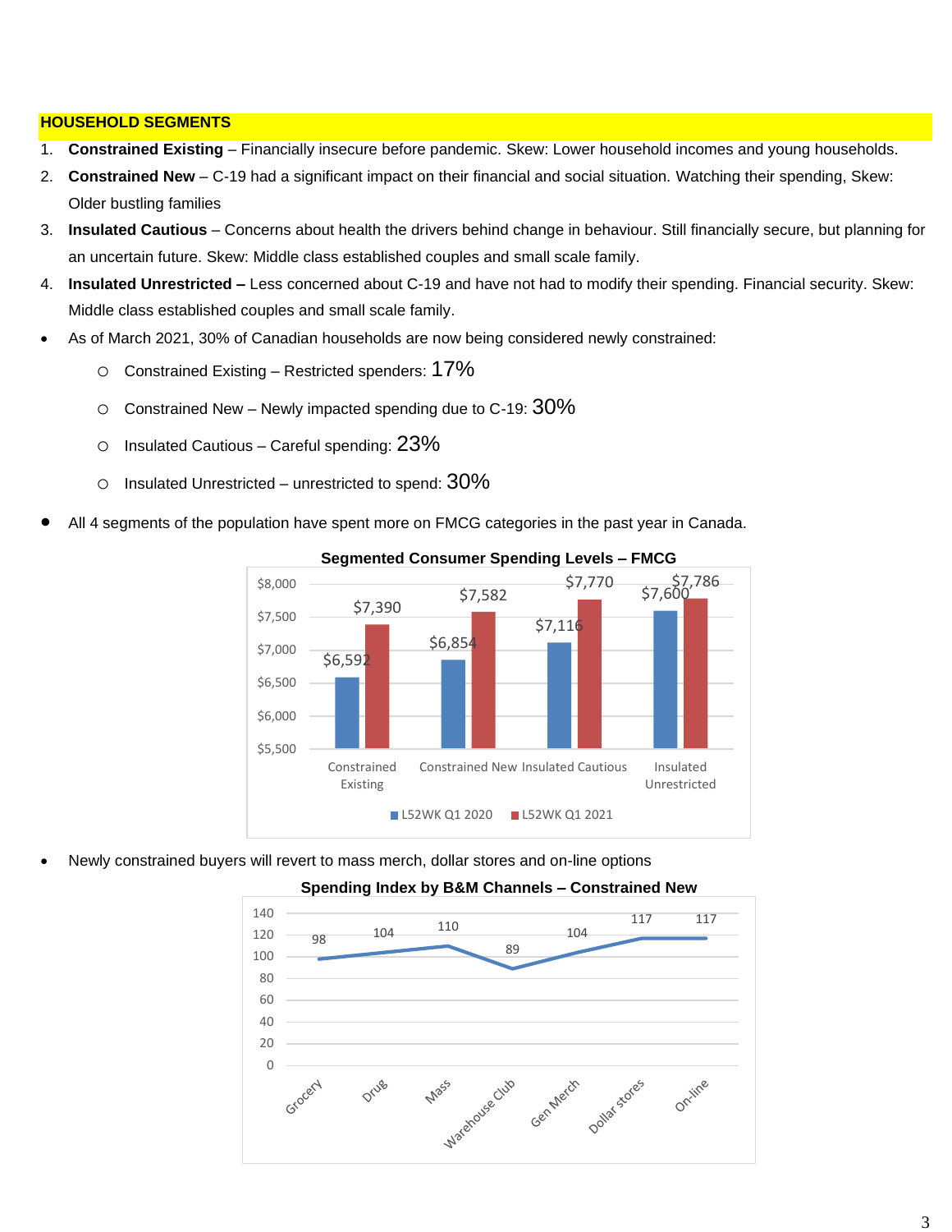## HOUSEHOLD SEGMENTS

1. **Constrained Existing** – Financially insecure before pandemic. Skew: Lower household incomes and young households.
2. **Constrained New** – C-19 had a significant impact on their financial and social situation. Watching their spending, Skew: Older bustling families
3. **Insulated Cautious** – Concerns about health the drivers behind change in behaviour. Still financially secure, but planning for an uncertain future. Skew: Middle class established couples and small scale family.
4. **Insulated Unrestricted –** Less concerned about C-19 and have not had to modify their spending. Financial security. Skew: Middle class established couples and small scale family.

- As of March 2021, 30% of Canadian households are now being considered newly constrained:
  - Constrained Existing – Restricted spenders: 17%
  - Constrained New – Newly impacted spending due to C-19: 30%
  - Insulated Cautious – Careful spending: 23%
  - Insulated Unrestricted – unrestricted to spend: 30%

- All 4 segments of the population have spent more on FMCG categories in the past year in Canada.

**Segmented Consumer Spending Levels – FMCG**

| Segment | L52WK Q1 2020 | L52WK Q1 2021 |
|---|---|---|
| Constrained Existing | $6,592 | $7,390 |
| Constrained New | $6,854 | $7,582 |
| Insulated Cautious | $7,116 | $7,770 |
| Insulated Unrestricted | $7,600 | $7,786 |

- Newly constrained buyers will revert to mass merch, dollar stores and on-line options

**Spending Index by B&M Channels – Constrained New**

| Grocery | Drug | Mass | Warehouse Club | Gen Merch | Dollar stores | On-line |
|---|---|---|---|---|---|---|
| 98 | 104 | 110 | 89 | 104 | 117 | 117 |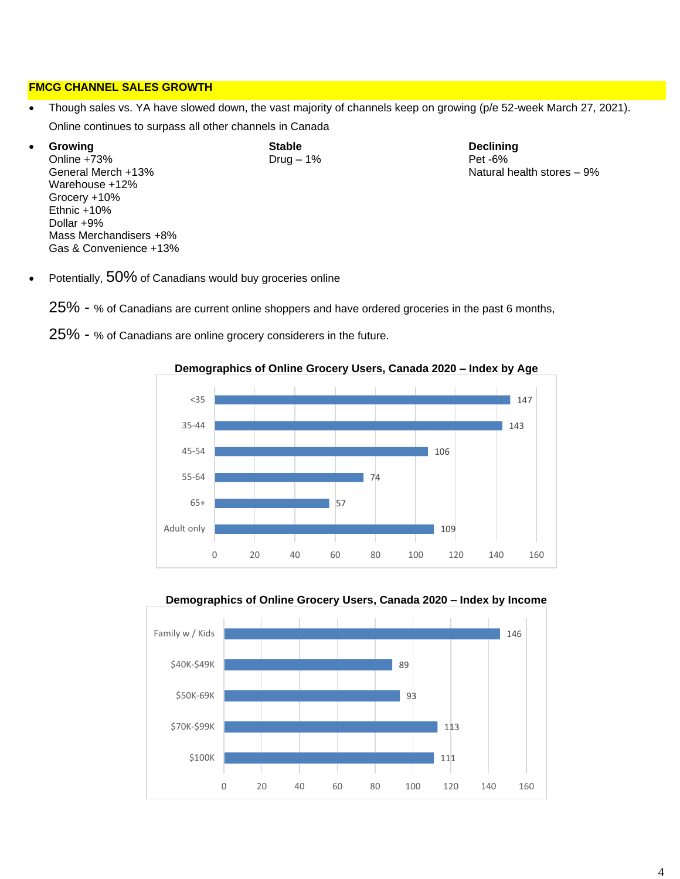## FMCG CHANNEL SALES GROWTH

- Though sales vs. YA have slowed down, the vast majority of channels keep on growing (p/e 52-week March 27, 2021). Online continues to surpass all other channels in Canada

- **Growing**
  Online +73%
  General Merch +13%
  Warehouse +12%
  Grocery +10%
  Ethnic +10%
  Dollar +9%
  Mass Merchandisers +8%
  Gas & Convenience +13%

  **Stable**
  Drug – 1%

  **Declining**
  Pet -6%
  Natural health stores – 9%

- Potentially, 50% of Canadians would buy groceries online

  25% - % of Canadians are current online shoppers and have ordered groceries in the past 6 months,

  25% - % of Canadians are online grocery considerers in the future.

**Demographics of Online Grocery Users, Canada 2020 – Index by Age**

| Age | Index |
|---|---|
| <35 | 147 |
| 35-44 | 143 |
| 45-54 | 106 |
| 55-64 | 74 |
| 65+ | 57 |
| Adult only | 109 |

**Demographics of Online Grocery Users, Canada 2020 – Index by Income**

| Income | Index |
|---|---|
| Family w / Kids | 146 |
| $40K-$49K | 89 |
| $50K-69K | 93 |
| $70K-$99K | 113 |
| $100K | 111 |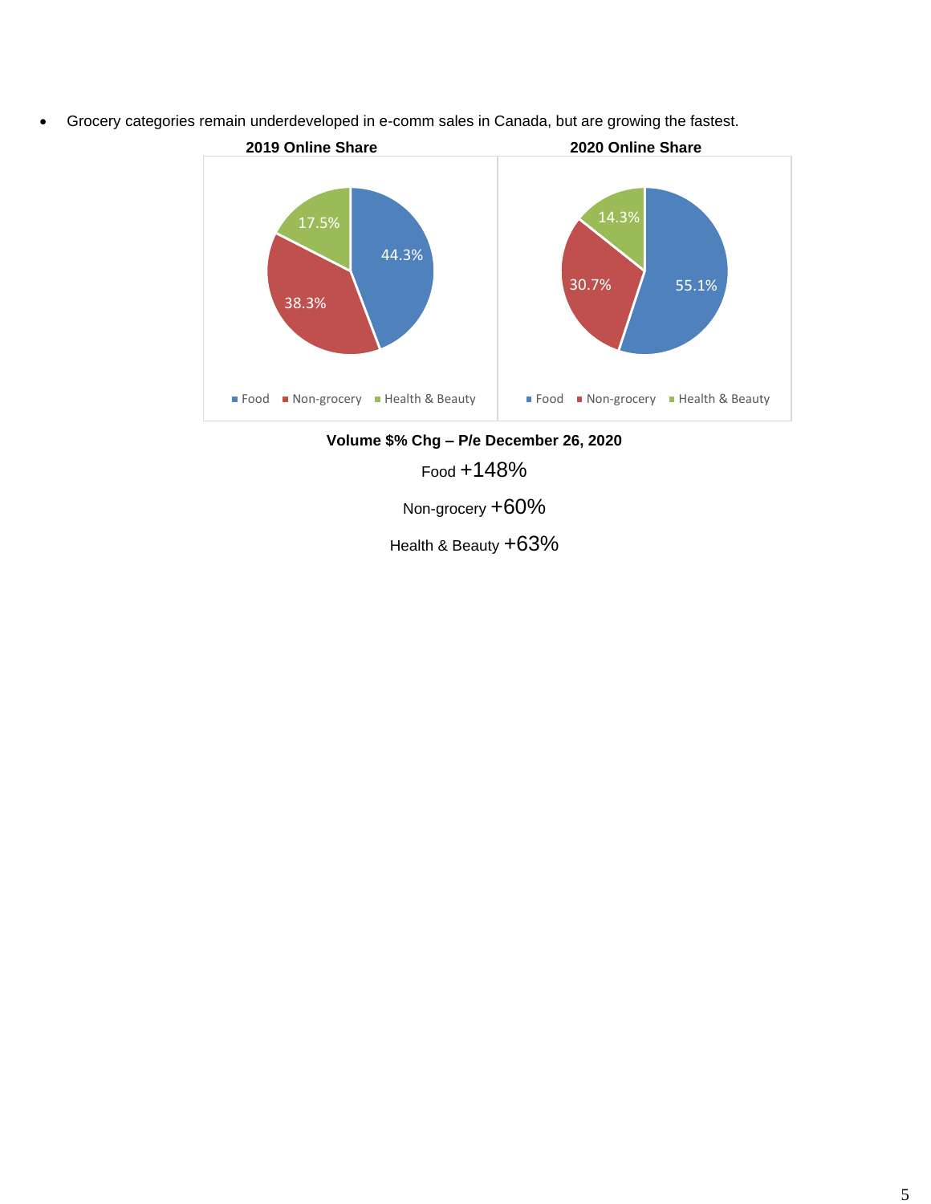- Grocery categories remain underdeveloped in e-comm sales in Canada, but are growing the fastest.

**2019 Online Share**

| Category | Share |
|---|---|
| Food | 44.3% |
| Non-grocery | 38.3% |
| Health & Beauty | 17.5% |

**2020 Online Share**

| Category | Share |
|---|---|
| Food | 55.1% |
| Non-grocery | 30.7% |
| Health & Beauty | 14.3% |

**Volume $% Chg – P/e December 26, 2020**

Food +148%

Non-grocery +60%

Health & Beauty +63%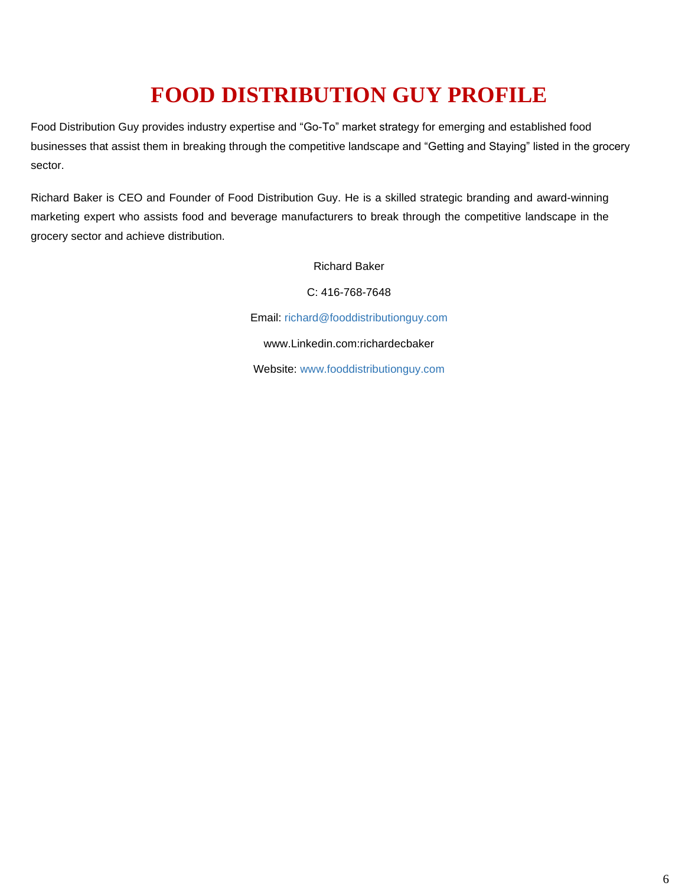# FOOD DISTRIBUTION GUY PROFILE

Food Distribution Guy provides industry expertise and "Go-To" market strategy for emerging and established food businesses that assist them in breaking through the competitive landscape and "Getting and Staying" listed in the grocery sector.

Richard Baker is CEO and Founder of Food Distribution Guy. He is a skilled strategic branding and award-winning marketing expert who assists food and beverage manufacturers to break through the competitive landscape in the grocery sector and achieve distribution.

Richard Baker

C: 416-768-7648

Email: richard@fooddistributionguy.com

www.Linkedin.com:richardecbaker

Website: www.fooddistributionguy.com